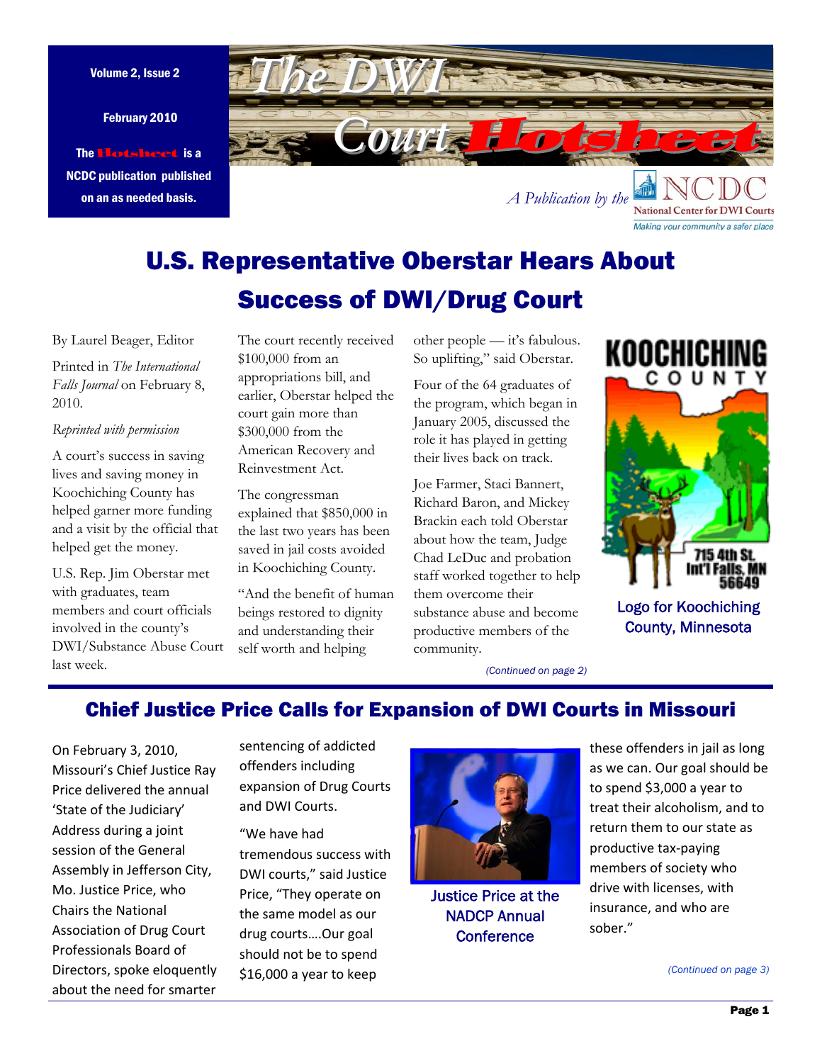Volume 2, Issue 2

February 2010

The Hotsheet is a NCDC publication published on an as needed basis.

# The DWI Court Hotsheet

*A Publication by the* National Center for DWI Courts — Making your community a safer place

## U.S. Representative Oberstar Hears About Success of DWI/Drug Court

By Laurel Beager, Editor

Printed in *The International Falls Journal* on February 8, 2010.

*Reprinted with permission*

A court's success in saving lives and saving money in Koochiching County has helped garner more funding and a visit by the official that helped get the money.

U.S. Rep. Jim Oberstar met with graduates, team members and court officials involved in the county's DWI/Substance Abuse Court last week.

The court recently received $100,000 from an appropriations bill, and earlier, Oberstar helped the court gain more than $300,000 from the American Recovery and Reinvestment Act.

The congressman explained that $850,000 in the last two years has been saved in jail costs avoided in Koochiching County.

"And the benefit of human beings restored to dignity and understanding their self worth and helping other people — it's fabulous. So uplifting," said Oberstar.

Four of the 64 graduates of the program, which began in January 2005, discussed the role it has played in getting their lives back on track.

Joe Farmer, Staci Bannert, Richard Baron, and Mickey Brackin each told Oberstar about how the team, Judge Chad LeDuc and probation staff worked together to help them overcome their substance abuse and become productive members of the community.

KOOCHICHING COUNTY — 715 4th St. Int'l Falls, MN 56649

Logo for Koochiching County, Minnesota

*(Continued on page 2)*

## Chief Justice Price Calls for Expansion of DWI Courts in Missouri

On February 3, 2010, Missouri's Chief Justice Ray Price delivered the annual 'State of the Judiciary' Address during a joint session of the General Assembly in Jefferson City, Mo. Justice Price, who Chairs the National Association of Drug Court Professionals Board of Directors, spoke eloquently about the need for smarter sentencing of addicted offenders including expansion of Drug Courts and DWI Courts.

"We have had tremendous success with DWI courts," said Justice Price, "They operate on the same model as our drug courts….Our goal should not be to spend $16,000 a year to keep these offenders in jail as long as we can. Our goal should be to spend $3,000 a year to treat their alcoholism, and to return them to our state as productive tax-paying members of society who drive with licenses, with insurance, and who are sober."

Justice Price at the NADCP Annual Conference

*(Continued on page 3)*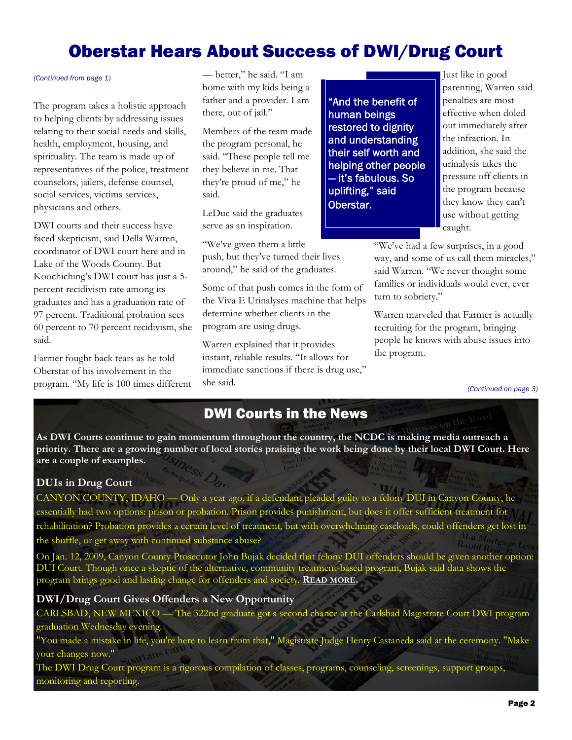# Oberstar Hears About Success of DWI/Drug Court

*(Continued from page 1)*

The program takes a holistic approach to helping clients by addressing issues relating to their social needs and skills, health, employment, housing, and spirituality. The team is made up of representatives of the police, treatment counselors, jailers, defense counsel, social services, victims services, physicians and others.

DWI courts and their success have faced skepticism, said Della Warren, coordinator of DWI court here and in Lake of the Woods County. But Koochiching's DWI court has just a 5-percent recidivism rate among its graduates and has a graduation rate of 97 percent. Traditional probation sees 60 percent to 70 percent recidivism, she said.

Farmer fought back tears as he told Oberstar of his involvement in the program. "My life is 100 times different — better," he said. "I am home with my kids being a father and a provider. I am there, out of jail."

Members of the team made the program personal, he said. "These people tell me they believe in me. That they're proud of me," he said.

LeDuc said the graduates serve as an inspiration.

"We've given them a little push, but they've turned their lives around," he said of the graduates.

Some of that push comes in the form of the Viva E Urinalyses machine that helps determine whether clients in the program are using drugs.

Warren explained that it provides instant, reliable results. "It allows for immediate sanctions if there is drug use," she said.

> "And the benefit of human beings restored to dignity and understanding their self worth and helping other people — it's fabulous. So uplifting," said Oberstar.

Just like in good parenting, Warren said penalties are most effective when doled out immediately after the infraction. In addition, she said the urinalysis takes the pressure off clients in the program because they know they can't use without getting caught.

"We've had a few surprises, in a good way, and some of us call them miracles," said Warren. "We never thought some families or individuals would ever, ever turn to sobriety."

Warren marveled that Farmer is actually recruiting for the program, bringing people he knows with abuse issues into the program.

*(Continued on page 3)*

## DWI Courts in the News

**As DWI Courts continue to gain momentum throughout the country, the NCDC is making media outreach a priority. There are a growing number of local stories praising the work being done by their local DWI Court. Here are a couple of examples.**

### DUIs in Drug Court

CANYON COUNTY, IDAHO — Only a year ago, if a defendant pleaded guilty to a felony DUI in Canyon County, he essentially had two options: prison or probation. Prison provides punishment, but does it offer sufficient treatment for rehabilitation? Probation provides a certain level of treatment, but with overwhelming caseloads, could offenders get lost in the shuffle, or get away with continued substance abuse?

On Jan. 12, 2009, Canyon County Prosecutor John Bujak decided that felony DUI offenders should be given another option: DUI Court. Though once a skeptic of the alternative, community treatment-based program, Bujak said data shows the program brings good and lasting change for offenders and society. **READ MORE.**

### DWI/Drug Court Gives Offenders a New Opportunity

CARLSBAD, NEW MEXICO — The 322nd graduate got a second chance at the Carlsbad Magistrate Court DWI program graduation Wednesday evening.

"You made a mistake in life, you're here to learn from that," Magistrate Judge Henry Castaneda said at the ceremony. "Make your changes now."

The DWI Drug Court program is a rigorous compilation of classes, programs, counseling, screenings, support groups, monitoring and reporting.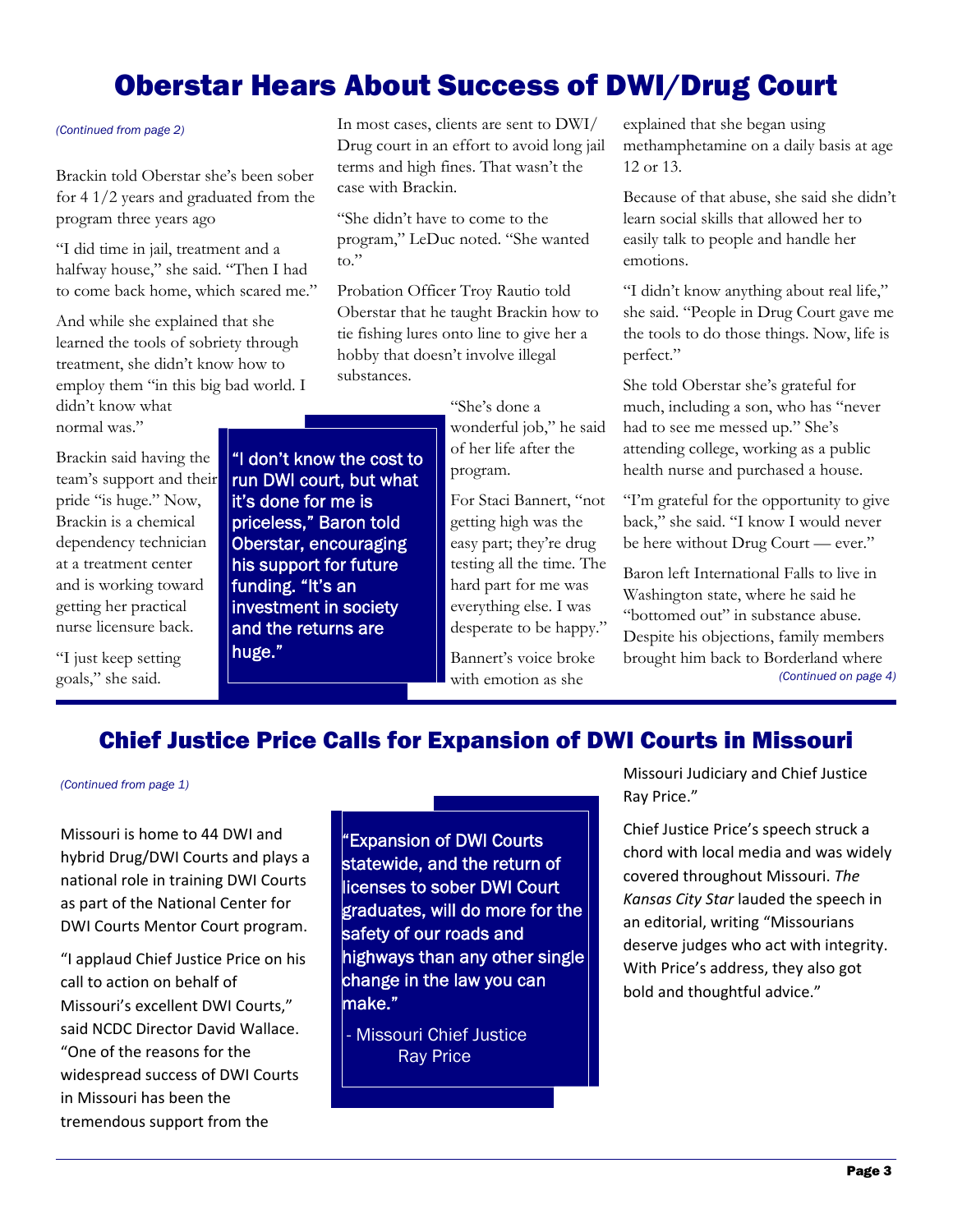# Oberstar Hears About Success of DWI/Drug Court

*(Continued from page 2)*

Brackin told Oberstar she's been sober for 4 1/2 years and graduated from the program three years ago

"I did time in jail, treatment and a halfway house," she said. "Then I had to come back home, which scared me."

And while she explained that she learned the tools of sobriety through treatment, she didn't know how to employ them "in this big bad world. I didn't know what normal was."

Brackin said having the team's support and their pride "is huge." Now, Brackin is a chemical dependency technician at a treatment center and is working toward getting her practical nurse licensure back.

"I just keep setting goals," she said.

> "I don't know the cost to run DWI court, but what it's done for me is priceless," Baron told Oberstar, encouraging his support for future funding. "It's an investment in society and the returns are huge."

In most cases, clients are sent to DWI/Drug court in an effort to avoid long jail terms and high fines. That wasn't the case with Brackin.

"She didn't have to come to the program," LeDuc noted. "She wanted to."

Probation Officer Troy Rautio told Oberstar that he taught Brackin how to tie fishing lures onto line to give her a hobby that doesn't involve illegal substances.

"She's done a wonderful job," he said of her life after the program.

For Staci Bannert, "not getting high was the easy part; they're drug testing all the time. The hard part for me was everything else. I was desperate to be happy."

Bannert's voice broke with emotion as she explained that she began using methamphetamine on a daily basis at age 12 or 13.

Because of that abuse, she said she didn't learn social skills that allowed her to easily talk to people and handle her emotions.

"I didn't know anything about real life," she said. "People in Drug Court gave me the tools to do those things. Now, life is perfect."

She told Oberstar she's grateful for much, including a son, who has "never had to see me messed up." She's attending college, working as a public health nurse and purchased a house.

"I'm grateful for the opportunity to give back," she said. "I know I would never be here without Drug Court — ever."

Baron left International Falls to live in Washington state, where he said he "bottomed out" in substance abuse. Despite his objections, family members brought him back to Borderland where

*(Continued on page 4)*

## Chief Justice Price Calls for Expansion of DWI Courts in Missouri

*(Continued from page 1)*

Missouri is home to 44 DWI and hybrid Drug/DWI Courts and plays a national role in training DWI Courts as part of the National Center for DWI Courts Mentor Court program.

"I applaud Chief Justice Price on his call to action on behalf of Missouri's excellent DWI Courts," said NCDC Director David Wallace. "One of the reasons for the widespread success of DWI Courts in Missouri has been the tremendous support from the Missouri Judiciary and Chief Justice Ray Price."

> "Expansion of DWI Courts statewide, and the return of licenses to sober DWI Court graduates, will do more for the safety of our roads and highways than any other single change in the law you can make."
>
> - Missouri Chief Justice Ray Price

Chief Justice Price's speech struck a chord with local media and was widely covered throughout Missouri. *The Kansas City Star* lauded the speech in an editorial, writing "Missourians deserve judges who act with integrity. With Price's address, they also got bold and thoughtful advice."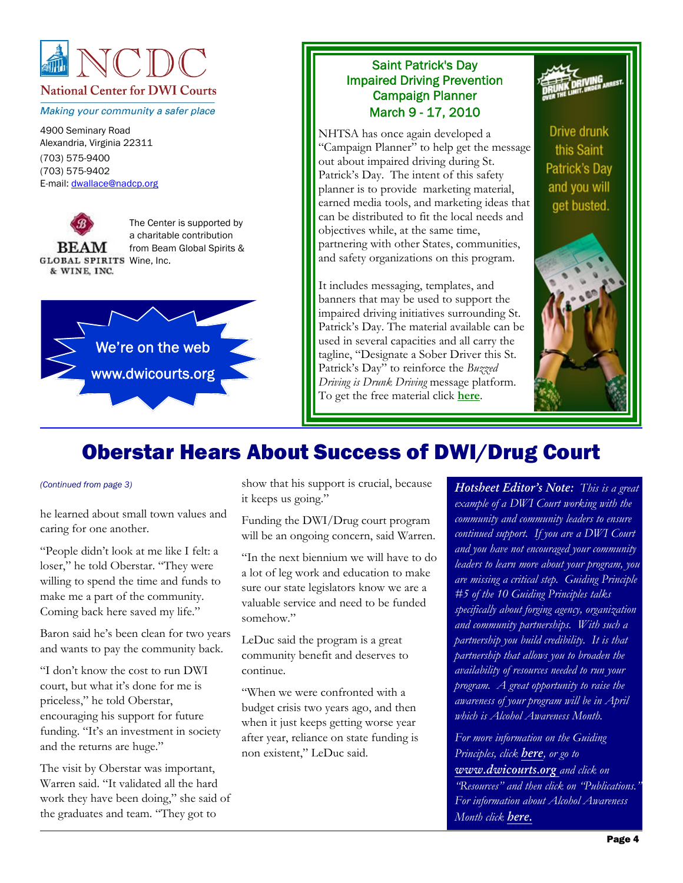NCDC

National Center for DWI Courts

*Making your community a safer place*

4900 Seminary Road
Alexandria, Virginia 22311
(703) 575-9400
(703) 575-9402
E-mail: dwallace@nadcp.org

BEAM GLOBAL SPIRITS & WINE, INC.

The Center is supported by a charitable contribution from Beam Global Spirits & Wine, Inc.

We're on the web
www.dwicourts.org

## Saint Patrick's Day Impaired Driving Prevention Campaign Planner March 9 - 17, 2010

NHTSA has once again developed a "Campaign Planner" to help get the message out about impaired driving during St. Patrick's Day. The intent of this safety planner is to provide marketing material, earned media tools, and marketing ideas that can be distributed to fit the local needs and objectives while, at the same time, partnering with other States, communities, and safety organizations on this program.

It includes messaging, templates, and banners that may be used to support the impaired driving initiatives surrounding St. Patrick's Day. The material available can be used in several capacities and all carry the tagline, "Designate a Sober Driver this St. Patrick's Day" to reinforce the *Buzzed Driving is Drunk Driving* message platform. To get the free material click **here**.

DRUNK DRIVING OVER THE LIMIT. UNDER ARREST.

Drive drunk this Saint Patrick's Day and you will get busted.

# Oberstar Hears About Success of DWI/Drug Court

*(Continued from page 3)*

he learned about small town values and caring for one another.

"People didn't look at me like I felt: a loser," he told Oberstar. "They were willing to spend the time and funds to make me a part of the community. Coming back here saved my life."

Baron said he's been clean for two years and wants to pay the community back.

"I don't know the cost to run DWI court, but what it's done for me is priceless," he told Oberstar, encouraging his support for future funding. "It's an investment in society and the returns are huge."

The visit by Oberstar was important, Warren said. "It validated all the hard work they have been doing," she said of the graduates and team. "They got to show that his support is crucial, because it keeps us going."

Funding the DWI/Drug court program will be an ongoing concern, said Warren.

"In the next biennium we will have to do a lot of leg work and education to make sure our state legislators know we are a valuable service and need to be funded somehow."

LeDuc said the program is a great community benefit and deserves to continue.

"When we were confronted with a budget crisis two years ago, and then when it just keeps getting worse year after year, reliance on state funding is non existent," LeDuc said.

***Hotsheet Editor's Note:*** *This is a great example of a DWI Court working with the community and community leaders to ensure continued support. If you are a DWI Court and you have not encouraged your community leaders to learn more about your program, you are missing a critical step. Guiding Principle #5 of the 10 Guiding Principles talks specifically about forging agency, organization and community partnerships. With such a partnership you build credibility. It is that partnership that allows you to broaden the availability of resources needed to run your program. A great opportunity to raise the awareness of your program will be in April which is Alcohol Awareness Month.*

*For more information on the Guiding Principles, click* ***here****, or go to* ***www.dwicourts.org*** *and click on "Resources" and then click on "Publications." For information about Alcohol Awareness Month click* ***here.***